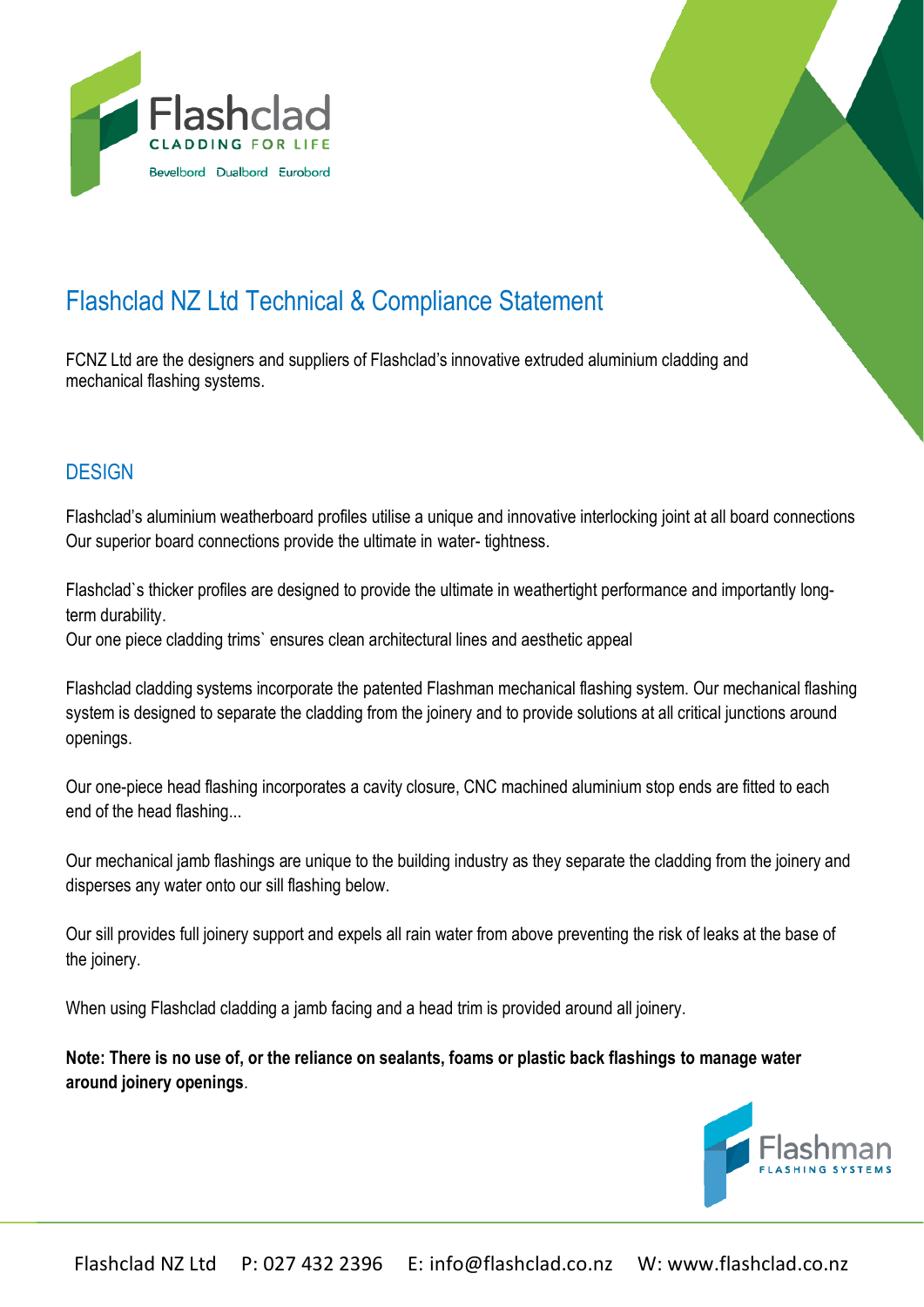# Flashclad NZ Ltd Technical & Compliance Statement

FCNZ Ltd are the designers and suppliers of Flashclad's innovative extruded aluminium cladding and mechanical flashing systems.

## DESIGN

Flashclad's aluminium weatherboard profiles utilise a unique and innovative interlocking joint at all board connections Our superior board connections provide the ultimate in water- tightness.

Flashclad`s thicker profiles are designed to provide the ultimate in weathertight performance and importantly long-term durability.
Our one piece cladding trims` ensures clean architectural lines and aesthetic appeal

Flashclad cladding systems incorporate the patented Flashman mechanical flashing system. Our mechanical flashing system is designed to separate the cladding from the joinery and to provide solutions at all critical junctions around openings.

Our one-piece head flashing incorporates a cavity closure, CNC machined aluminium stop ends are fitted to each end of the head flashing...

Our mechanical jamb flashings are unique to the building industry as they separate the cladding from the joinery and disperses any water onto our sill flashing below.

Our sill provides full joinery support and expels all rain water from above preventing the risk of leaks at the base of the joinery.

When using Flashclad cladding a jamb facing and a head trim is provided around all joinery.

**Note: There is no use of, or the reliance on sealants, foams or plastic back flashings to manage water around joinery openings**.

Flashclad NZ Ltd P: 027 432 2396 E: info@flashclad.co.nz W: www.flashclad.co.nz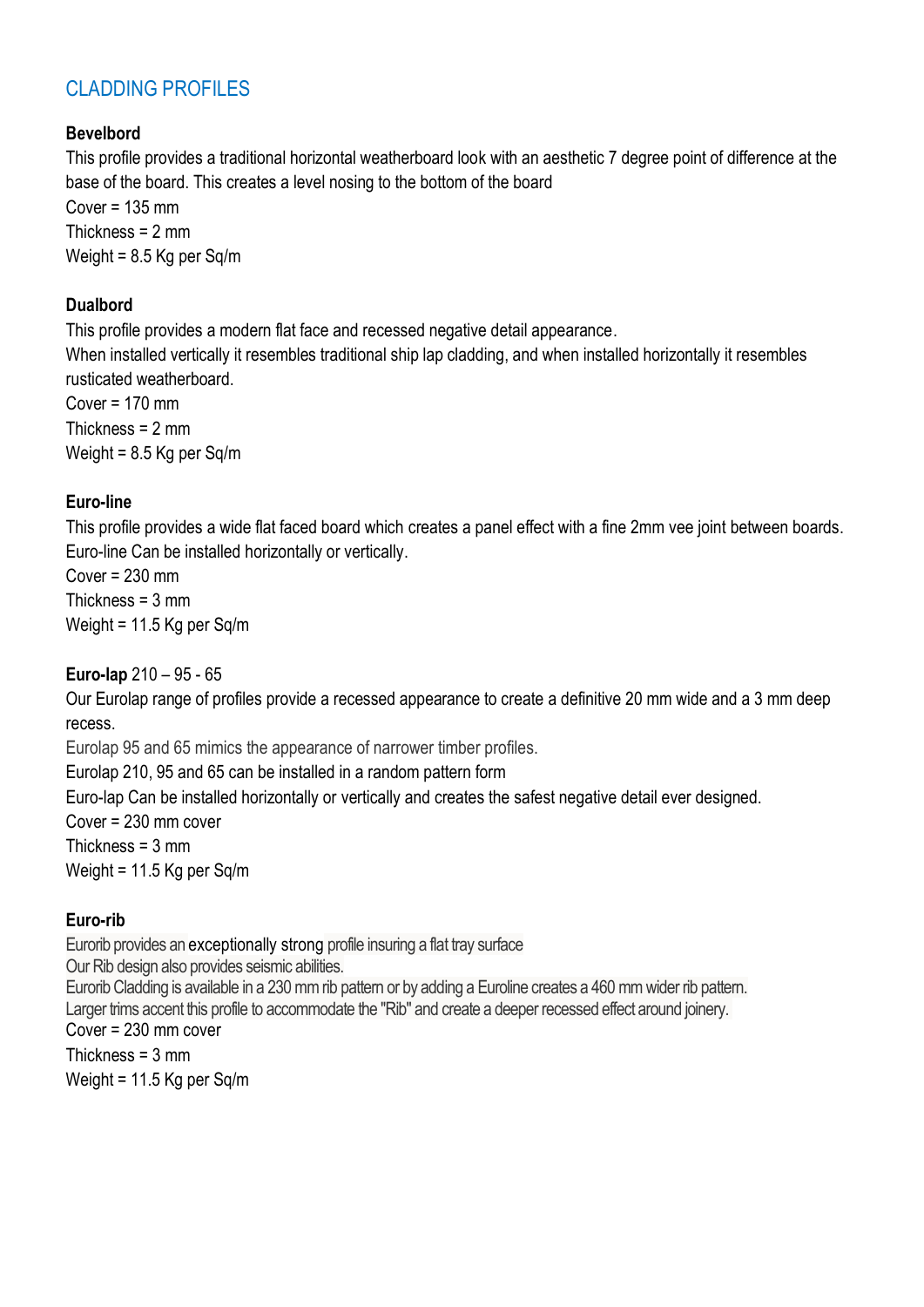## CLADDING PROFILES

**Bevelbord**

This profile provides a traditional horizontal weatherboard look with an aesthetic 7 degree point of difference at the base of the board. This creates a level nosing to the bottom of the board

Cover = 135 mm

Thickness = 2 mm

Weight = 8.5 Kg per Sq/m

**Dualbord**

This profile provides a modern flat face and recessed negative detail appearance.

When installed vertically it resembles traditional ship lap cladding, and when installed horizontally it resembles rusticated weatherboard.

Cover = 170 mm

Thickness = 2 mm

Weight = 8.5 Kg per Sq/m

**Euro-line**

This profile provides a wide flat faced board which creates a panel effect with a fine 2mm vee joint between boards. Euro-line Can be installed horizontally or vertically.

Cover = 230 mm

Thickness = 3 mm

Weight = 11.5 Kg per Sq/m

**Euro-lap** 210 – 95 - 65

Our Eurolap range of profiles provide a recessed appearance to create a definitive 20 mm wide and a 3 mm deep recess.

Eurolap 95 and 65 mimics the appearance of narrower timber profiles.

Eurolap 210, 95 and 65 can be installed in a random pattern form

Euro-lap Can be installed horizontally or vertically and creates the safest negative detail ever designed.

Cover = 230 mm cover

Thickness = 3 mm

Weight = 11.5 Kg per Sq/m

**Euro-rib**

Eurorib provides an exceptionally strong profile insuring a flat tray surface

Our Rib design also provides seismic abilities.

Eurorib Cladding is available in a 230 mm rib pattern or by adding a Euroline creates a 460 mm wider rib pattern.

Larger trims accent this profile to accommodate the "Rib" and create a deeper recessed effect around joinery.

Cover = 230 mm cover

Thickness = 3 mm

Weight = 11.5 Kg per Sq/m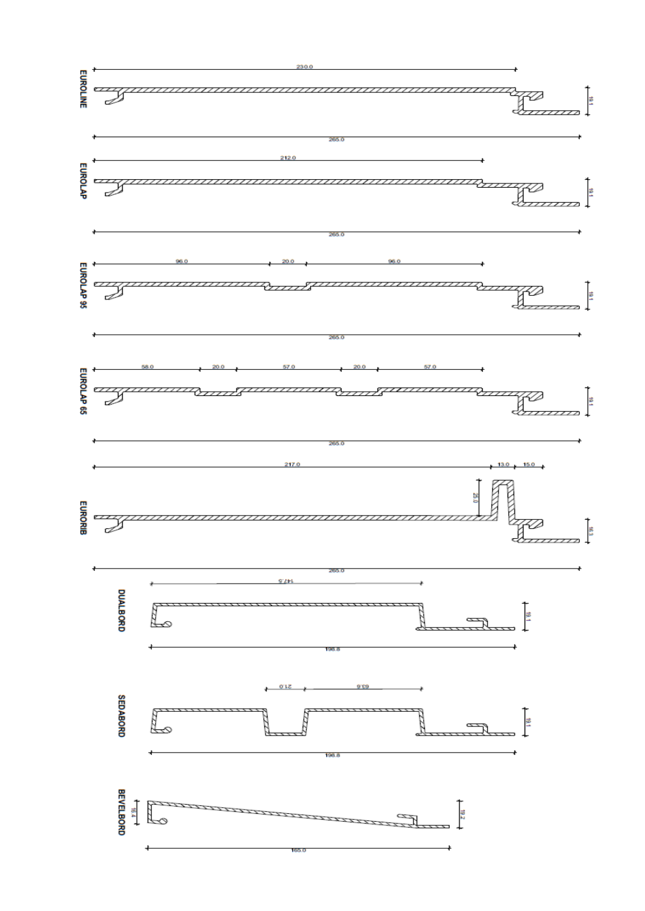**EUROLINE**

230.0

19.1

265.0

**EUROLAP**

212.0

19.1

265.0

**EUROLAP 95**

96.0 | 20.0 | 96.0

19.1

265.0

**EUROLAP 65**

58.0 | 20.0 | 57.0 | 20.0 | 57.0

19.1

265.0

**EURORIB**

217.0 | 13.0 | 15.0

25.0

16.3

265.0

**DUALBORD**

147.5

19.1

198.8

**SEDABORD**

21.0 | 63.6

19.1

198.8

**BEVELBORD**

16.4

19.2

165.0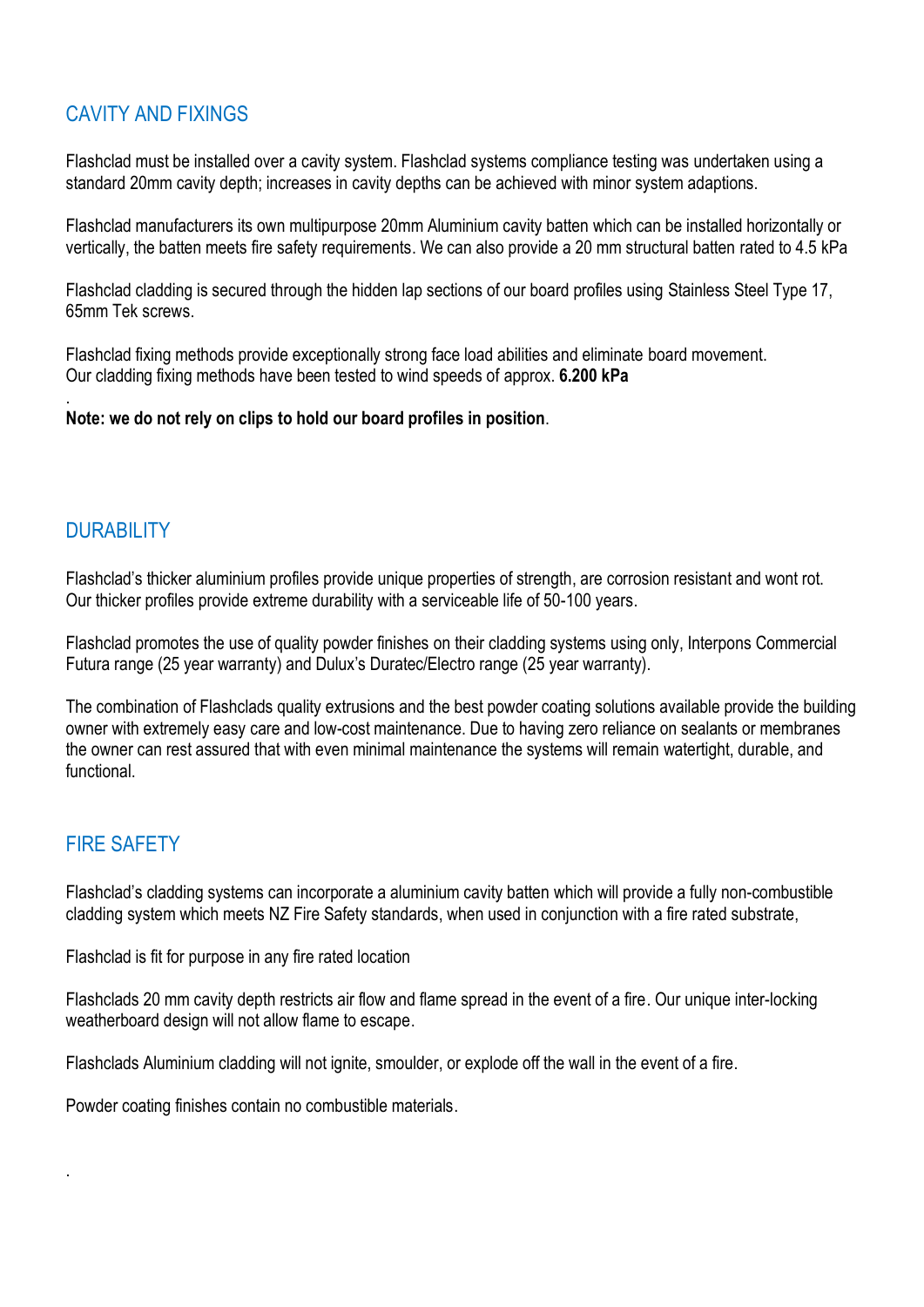## CAVITY AND FIXINGS

Flashclad must be installed over a cavity system. Flashclad systems compliance testing was undertaken using a standard 20mm cavity depth; increases in cavity depths can be achieved with minor system adaptions.

Flashclad manufacturers its own multipurpose 20mm Aluminium cavity batten which can be installed horizontally or vertically, the batten meets fire safety requirements. We can also provide a 20 mm structural batten rated to 4.5 kPa

Flashclad cladding is secured through the hidden lap sections of our board profiles using Stainless Steel Type 17, 65mm Tek screws.

Flashclad fixing methods provide exceptionally strong face load abilities and eliminate board movement.
Our cladding fixing methods have been tested to wind speeds of approx. **6.200 kPa**

.

**Note: we do not rely on clips to hold our board profiles in position**.

## DURABILITY

Flashclad's thicker aluminium profiles provide unique properties of strength, are corrosion resistant and wont rot. Our thicker profiles provide extreme durability with a serviceable life of 50-100 years.

Flashclad promotes the use of quality powder finishes on their cladding systems using only, Interpons Commercial Futura range (25 year warranty) and Dulux's Duratec/Electro range (25 year warranty).

The combination of Flashclads quality extrusions and the best powder coating solutions available provide the building owner with extremely easy care and low-cost maintenance. Due to having zero reliance on sealants or membranes the owner can rest assured that with even minimal maintenance the systems will remain watertight, durable, and functional.

## FIRE SAFETY

Flashclad's cladding systems can incorporate a aluminium cavity batten which will provide a fully non-combustible cladding system which meets NZ Fire Safety standards, when used in conjunction with a fire rated substrate,

Flashclad is fit for purpose in any fire rated location

Flashclads 20 mm cavity depth restricts air flow and flame spread in the event of a fire. Our unique inter-locking weatherboard design will not allow flame to escape.

Flashclads Aluminium cladding will not ignite, smoulder, or explode off the wall in the event of a fire.

Powder coating finishes contain no combustible materials.

.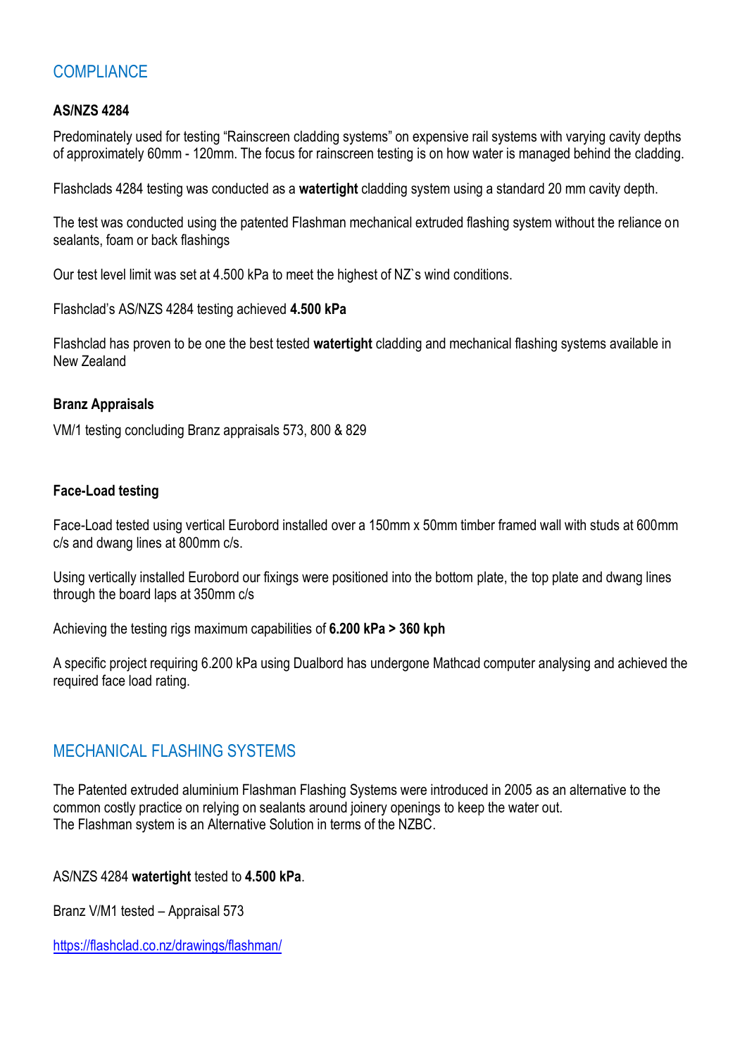## COMPLIANCE

### AS/NZS 4284

Predominately used for testing “Rainscreen cladding systems” on expensive rail systems with varying cavity depths of approximately 60mm - 120mm. The focus for rainscreen testing is on how water is managed behind the cladding.

Flashclads 4284 testing was conducted as a **watertight** cladding system using a standard 20 mm cavity depth.

The test was conducted using the patented Flashman mechanical extruded flashing system without the reliance on sealants, foam or back flashings

Our test level limit was set at 4.500 kPa to meet the highest of NZ`s wind conditions.

Flashclad’s AS/NZS 4284 testing achieved **4.500 kPa**

Flashclad has proven to be one the best tested **watertight** cladding and mechanical flashing systems available in New Zealand

### Branz Appraisals

VM/1 testing concluding Branz appraisals 573, 800 & 829

### Face-Load testing

Face-Load tested using vertical Eurobord installed over a 150mm x 50mm timber framed wall with studs at 600mm c/s and dwang lines at 800mm c/s.

Using vertically installed Eurobord our fixings were positioned into the bottom plate, the top plate and dwang lines through the board laps at 350mm c/s

Achieving the testing rigs maximum capabilities of **6.200 kPa > 360 kph**

A specific project requiring 6.200 kPa using Dualbord has undergone Mathcad computer analysing and achieved the required face load rating.

## MECHANICAL FLASHING SYSTEMS

The Patented extruded aluminium Flashman Flashing Systems were introduced in 2005 as an alternative to the common costly practice on relying on sealants around joinery openings to keep the water out.
The Flashman system is an Alternative Solution in terms of the NZBC.

AS/NZS 4284 **watertight** tested to **4.500 kPa**.

Branz V/M1 tested – Appraisal 573

https://flashclad.co.nz/drawings/flashman/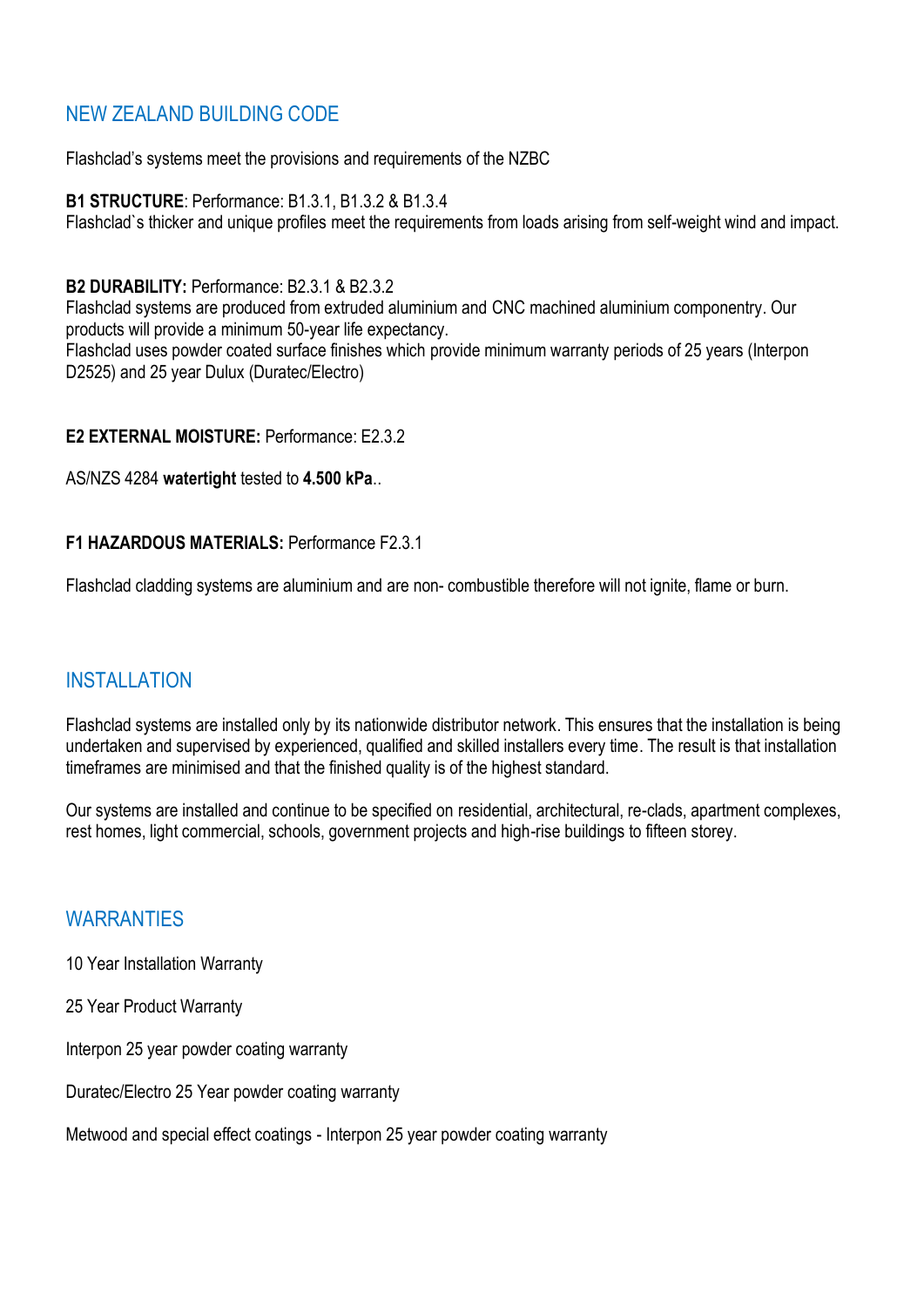## NEW ZEALAND BUILDING CODE

Flashclad's systems meet the provisions and requirements of the NZBC

**B1 STRUCTURE**: Performance: B1.3.1, B1.3.2 & B1.3.4
Flashclad`s thicker and unique profiles meet the requirements from loads arising from self-weight wind and impact.

**B2 DURABILITY:** Performance: B2.3.1 & B2.3.2
Flashclad systems are produced from extruded aluminium and CNC machined aluminium componentry. Our products will provide a minimum 50-year life expectancy.
Flashclad uses powder coated surface finishes which provide minimum warranty periods of 25 years (Interpon D2525) and 25 year Dulux (Duratec/Electro)

**E2 EXTERNAL MOISTURE:** Performance: E2.3.2

AS/NZS 4284 **watertight** tested to **4.500 kPa**..

**F1 HAZARDOUS MATERIALS:** Performance F2.3.1

Flashclad cladding systems are aluminium and are non- combustible therefore will not ignite, flame or burn.

## INSTALLATION

Flashclad systems are installed only by its nationwide distributor network. This ensures that the installation is being undertaken and supervised by experienced, qualified and skilled installers every time. The result is that installation timeframes are minimised and that the finished quality is of the highest standard.

Our systems are installed and continue to be specified on residential, architectural, re-clads, apartment complexes, rest homes, light commercial, schools, government projects and high-rise buildings to fifteen storey.

## WARRANTIES

10 Year Installation Warranty

25 Year Product Warranty

Interpon 25 year powder coating warranty

Duratec/Electro 25 Year powder coating warranty

Metwood and special effect coatings - Interpon 25 year powder coating warranty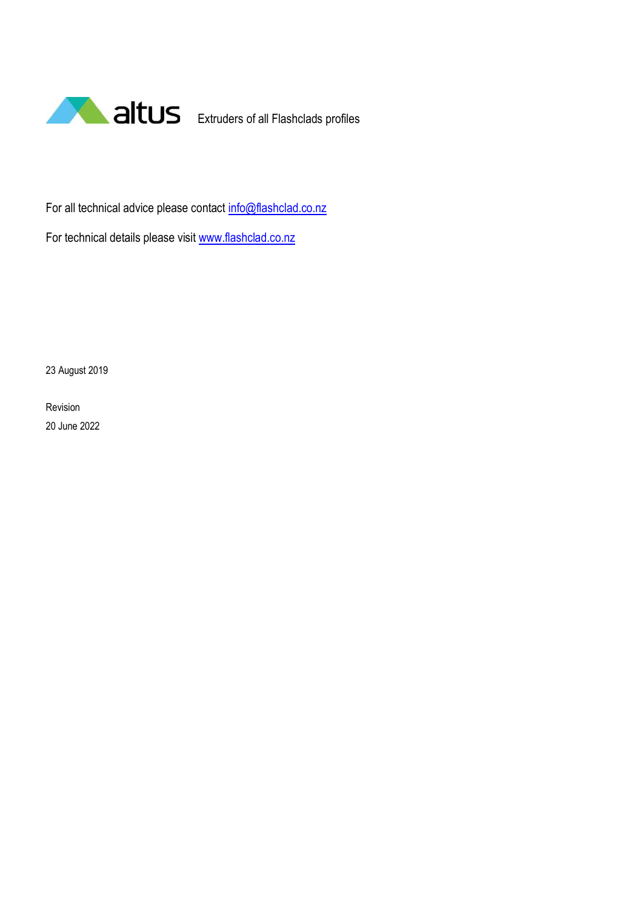altus Extruders of all Flashclads profiles

For all technical advice please contact info@flashclad.co.nz

For technical details please visit www.flashclad.co.nz

23 August 2019

Revision

20 June 2022